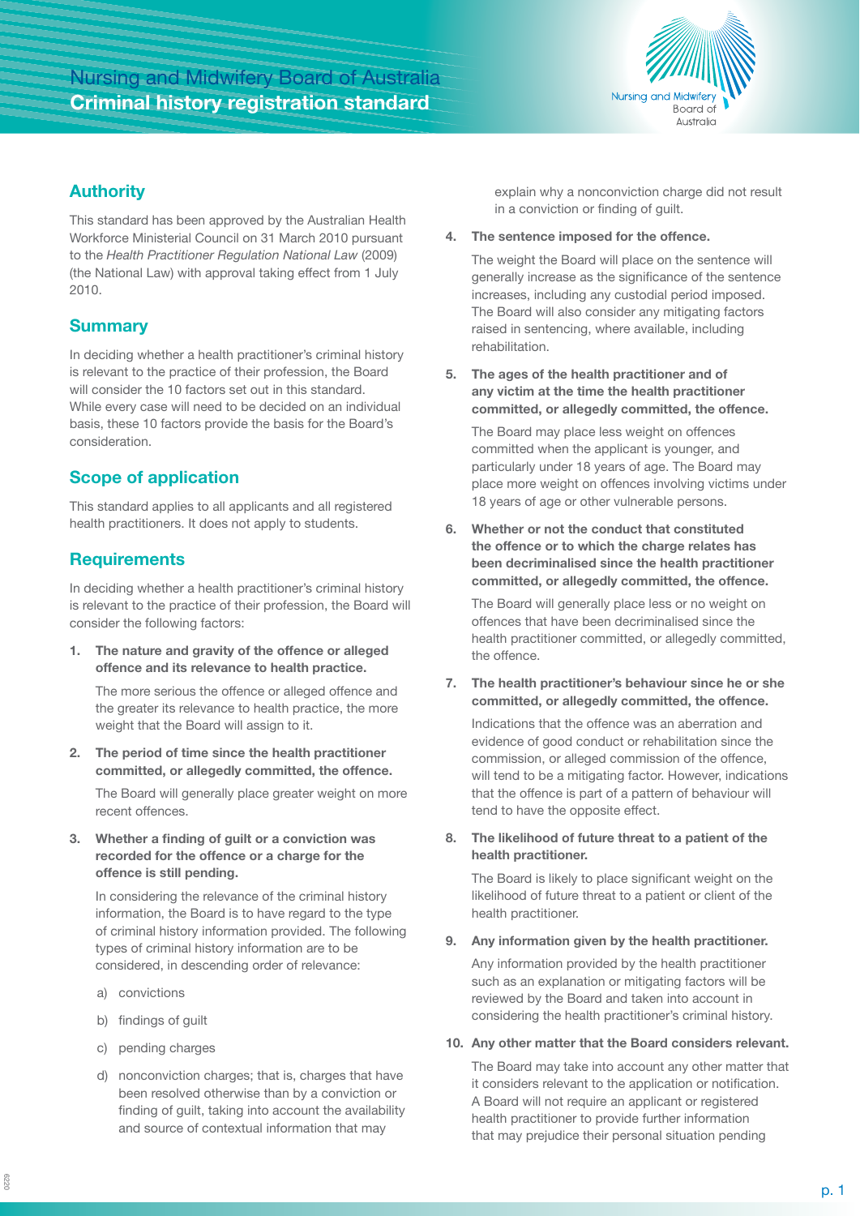# Nursing and Midwifery Board of Australia
## Criminal history registration standard

## Authority

This standard has been approved by the Australian Health Workforce Ministerial Council on 31 March 2010 pursuant to the *Health Practitioner Regulation National Law* (2009) (the National Law) with approval taking effect from 1 July 2010.

## Summary

In deciding whether a health practitioner's criminal history is relevant to the practice of their profession, the Board will consider the 10 factors set out in this standard. While every case will need to be decided on an individual basis, these 10 factors provide the basis for the Board's consideration.

## Scope of application

This standard applies to all applicants and all registered health practitioners. It does not apply to students.

## Requirements

In deciding whether a health practitioner's criminal history is relevant to the practice of their profession, the Board will consider the following factors:

1. **The nature and gravity of the offence or alleged offence and its relevance to health practice.**

   The more serious the offence or alleged offence and the greater its relevance to health practice, the more weight that the Board will assign to it.

2. **The period of time since the health practitioner committed, or allegedly committed, the offence.**

   The Board will generally place greater weight on more recent offences.

3. **Whether a finding of guilt or a conviction was recorded for the offence or a charge for the offence is still pending.**

   In considering the relevance of the criminal history information, the Board is to have regard to the type of criminal history information provided. The following types of criminal history information are to be considered, in descending order of relevance:

   a) convictions

   b) findings of guilt

   c) pending charges

   d) nonconviction charges; that is, charges that have been resolved otherwise than by a conviction or finding of guilt, taking into account the availability and source of contextual information that may explain why a nonconviction charge did not result in a conviction or finding of guilt.

4. **The sentence imposed for the offence.**

   The weight the Board will place on the sentence will generally increase as the significance of the sentence increases, including any custodial period imposed. The Board will also consider any mitigating factors raised in sentencing, where available, including rehabilitation.

5. **The ages of the health practitioner and of any victim at the time the health practitioner committed, or allegedly committed, the offence.**

   The Board may place less weight on offences committed when the applicant is younger, and particularly under 18 years of age. The Board may place more weight on offences involving victims under 18 years of age or other vulnerable persons.

6. **Whether or not the conduct that constituted the offence or to which the charge relates has been decriminalised since the health practitioner committed, or allegedly committed, the offence.**

   The Board will generally place less or no weight on offences that have been decriminalised since the health practitioner committed, or allegedly committed, the offence.

7. **The health practitioner's behaviour since he or she committed, or allegedly committed, the offence.**

   Indications that the offence was an aberration and evidence of good conduct or rehabilitation since the commission, or alleged commission of the offence, will tend to be a mitigating factor. However, indications that the offence is part of a pattern of behaviour will tend to have the opposite effect.

8. **The likelihood of future threat to a patient of the health practitioner.**

   The Board is likely to place significant weight on the likelihood of future threat to a patient or client of the health practitioner.

9. **Any information given by the health practitioner.**

   Any information provided by the health practitioner such as an explanation or mitigating factors will be reviewed by the Board and taken into account in considering the health practitioner's criminal history.

10. **Any other matter that the Board considers relevant.**

    The Board may take into account any other matter that it considers relevant to the application or notification. A Board will not require an applicant or registered health practitioner to provide further information that may prejudice their personal situation pending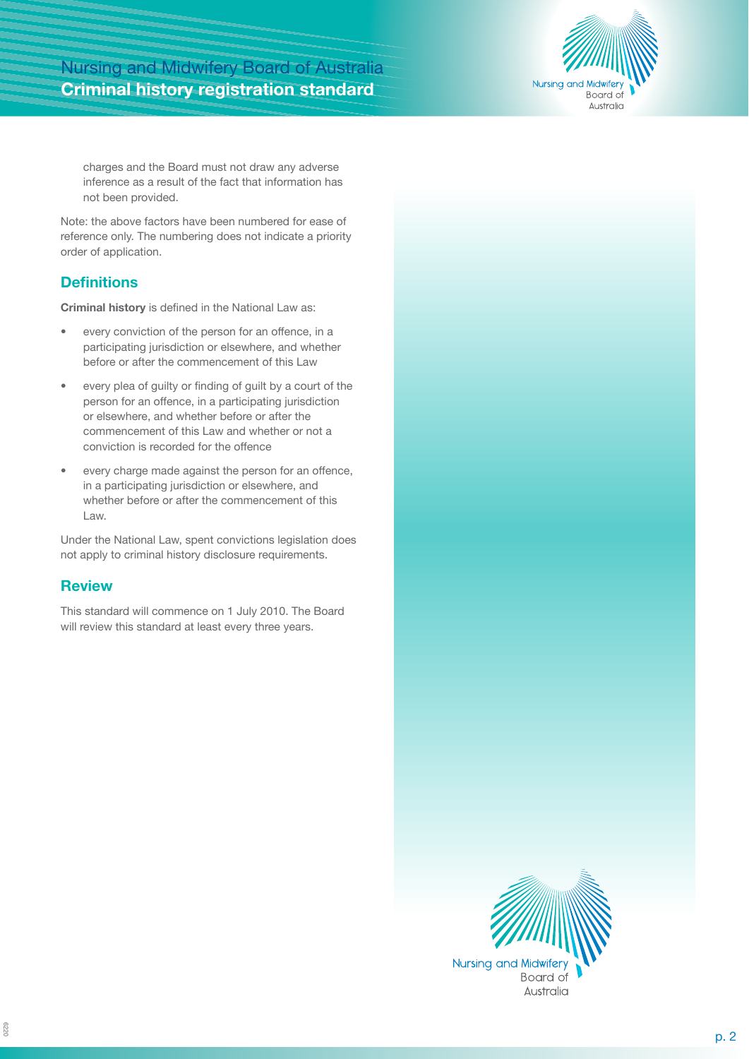charges and the Board must not draw any adverse inference as a result of the fact that information has not been provided.

Note: the above factors have been numbered for ease of reference only. The numbering does not indicate a priority order of application.

## Definitions

**Criminal history** is defined in the National Law as:

- every conviction of the person for an offence, in a participating jurisdiction or elsewhere, and whether before or after the commencement of this Law
- every plea of guilty or finding of guilt by a court of the person for an offence, in a participating jurisdiction or elsewhere, and whether before or after the commencement of this Law and whether or not a conviction is recorded for the offence
- every charge made against the person for an offence, in a participating jurisdiction or elsewhere, and whether before or after the commencement of this Law.

Under the National Law, spent convictions legislation does not apply to criminal history disclosure requirements.

## Review

This standard will commence on 1 July 2010. The Board will review this standard at least every three years.